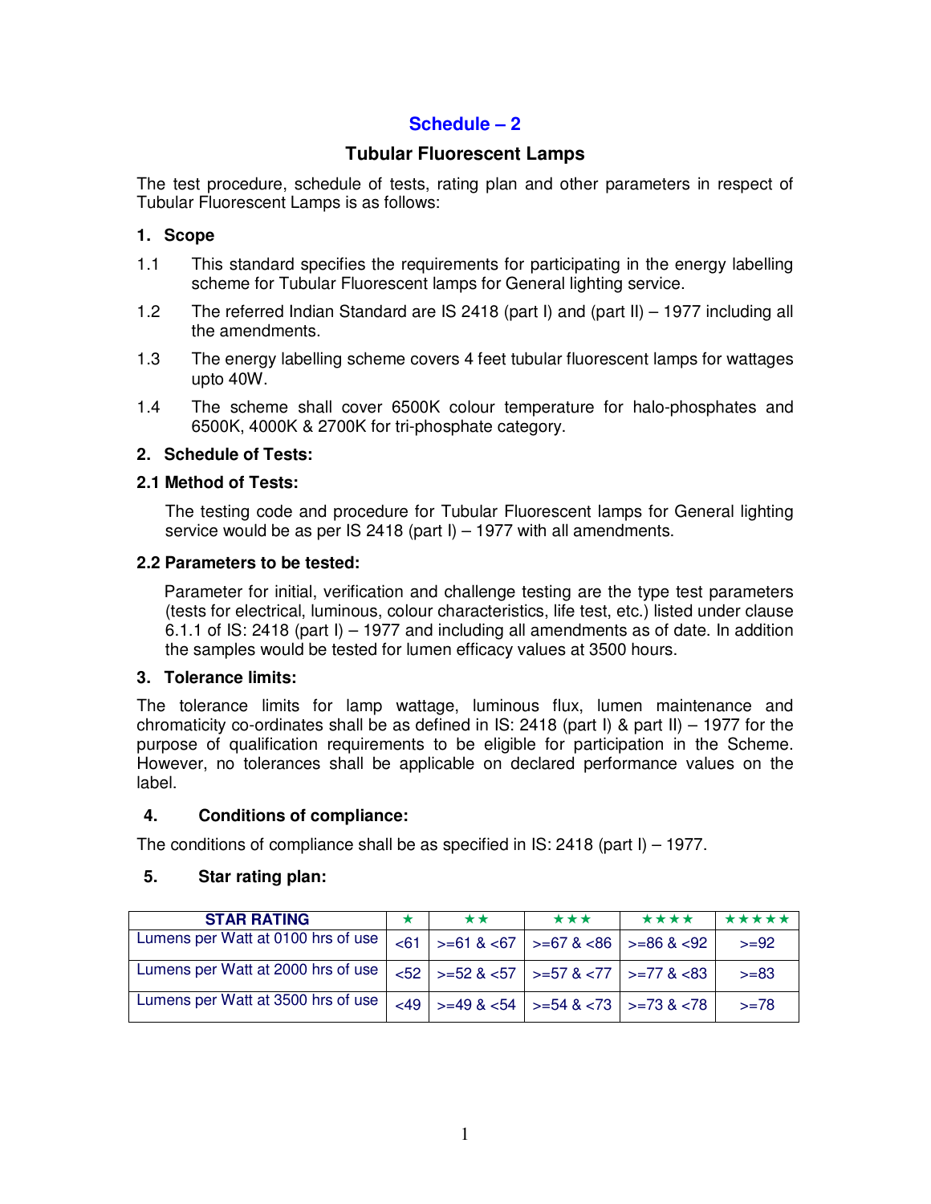# Schedule – 2

## Tubular Fluorescent Lamps

The test procedure, schedule of tests, rating plan and other parameters in respect of Tubular Fluorescent Lamps is as follows:

### 1. Scope

1.1 This standard specifies the requirements for participating in the energy labelling scheme for Tubular Fluorescent lamps for General lighting service.

1.2 The referred Indian Standard are IS 2418 (part I) and (part II) – 1977 including all the amendments.

1.3 The energy labelling scheme covers 4 feet tubular fluorescent lamps for wattages upto 40W.

1.4 The scheme shall cover 6500K colour temperature for halo-phosphates and 6500K, 4000K & 2700K for tri-phosphate category.

### 2. Schedule of Tests:

#### 2.1 Method of Tests:

The testing code and procedure for Tubular Fluorescent lamps for General lighting service would be as per IS 2418 (part I) – 1977 with all amendments.

#### 2.2 Parameters to be tested:

Parameter for initial, verification and challenge testing are the type test parameters (tests for electrical, luminous, colour characteristics, life test, etc.) listed under clause 6.1.1 of IS: 2418 (part I) – 1977 and including all amendments as of date. In addition the samples would be tested for lumen efficacy values at 3500 hours.

### 3. Tolerance limits:

The tolerance limits for lamp wattage, luminous flux, lumen maintenance and chromaticity co-ordinates shall be as defined in IS: 2418 (part I) & part II) – 1977 for the purpose of qualification requirements to be eligible for participation in the Scheme. However, no tolerances shall be applicable on declared performance values on the label.

### 4. Conditions of compliance:

The conditions of compliance shall be as specified in IS: 2418 (part I) – 1977.

### 5. Star rating plan:

| STAR RATING | ★ | ★★ | ★★★ | ★★★★ | ★★★★★ |
|---|---|---|---|---|---|
| Lumens per Watt at 0100 hrs of use | <61 | >=61 & <67 | >=67 & <86 | >=86 & <92 | >=92 |
| Lumens per Watt at 2000 hrs of use | <52 | >=52 & <57 | >=57 & <77 | >=77 & <83 | >=83 |
| Lumens per Watt at 3500 hrs of use | <49 | >=49 & <54 | >=54 & <73 | >=73 & <78 | >=78 |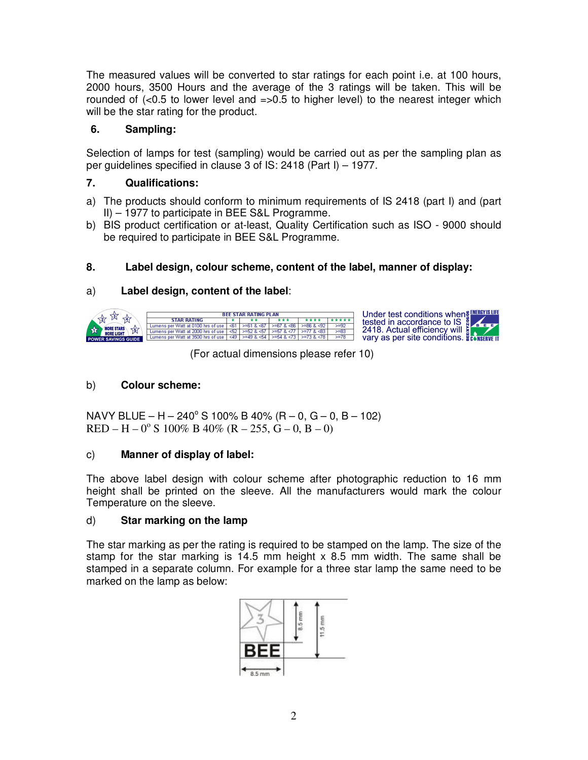The measured values will be converted to star ratings for each point i.e. at 100 hours, 2000 hours, 3500 Hours and the average of the 3 ratings will be taken. This will be rounded of (<0.5 to lower level and =>0.5 to higher level) to the nearest integer which will be the star rating for the product.

## 6. Sampling:

Selection of lamps for test (sampling) would be carried out as per the sampling plan as per guidelines specified in clause 3 of IS: 2418 (Part I) – 1977.

## 7. Qualifications:

a) The products should conform to minimum requirements of IS 2418 (part I) and (part II) – 1977 to participate in BEE S&L Programme.
b) BIS product certification or at-least, Quality Certification such as ISO - 9000 should be required to participate in BEE S&L Programme.

## 8. Label design, colour scheme, content of the label, manner of display:

### a) Label design, content of the label:

MORE STARS MORE LIGHT
POWER SAVINGS GUIDE

| BEE STAR RATING PLAN | | | | | |
|---|---|---|---|---|---|
| STAR RATING | * | ** | *** | **** | ***** |
| Lumens per Watt at 0100 hrs of use | <61 | >=61 & <67 | >=67 & <86 | >=86 & <92 | >=92 |
| Lumens per Watt at 2000 hrs of use | <52 | >=52 & <57 | >=57 & <77 | >=77 & <83 | >=83 |
| Lumens per Watt at 3500 hrs of use | <49 | >=49 & <54 | >=54 & <73 | >=73 & <78 | >=78 |

Under test conditions when tested in accordance to IS 2418. Actual efficiency will vary as per site conditions.

ENERGY IS LIFE BEE CONSERVE IT BEEXYZ0606

(For actual dimensions please refer 10)

### b) Colour scheme:

NAVY BLUE – H – 240° S 100% B 40% (R – 0, G – 0, B – 102)
RED – H – 0° S 100% B 40% (R – 255, G – 0, B – 0)

### c) Manner of display of label:

The above label design with colour scheme after photographic reduction to 16 mm height shall be printed on the sleeve. All the manufacturers would mark the colour Temperature on the sleeve.

### d) Star marking on the lamp

The star marking as per the rating is required to be stamped on the lamp. The size of the stamp for the star marking is 14.5 mm height x 8.5 mm width. The same shall be stamped in a separate column. For example for a three star lamp the same need to be marked on the lamp as below:

3
BEE
8.5 mm
11.5 mm
8.5 mm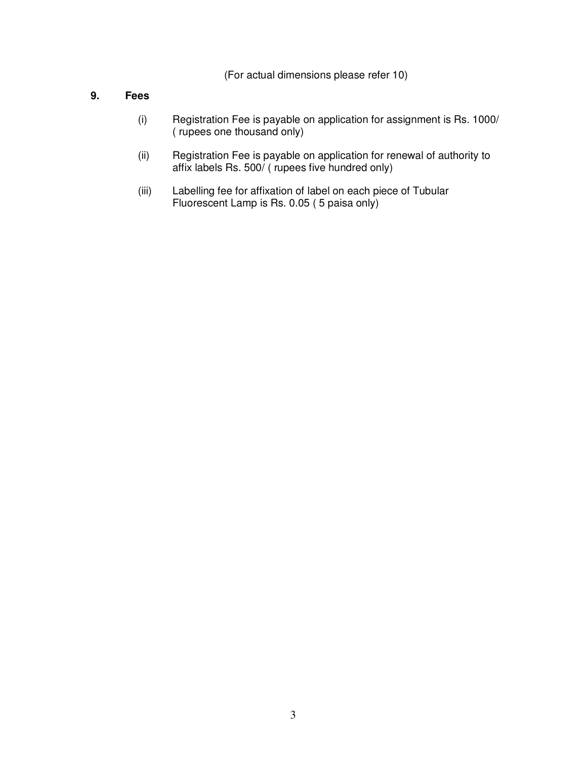(For actual dimensions please refer 10)

## 9. Fees

(i) Registration Fee is payable on application for assignment is Rs. 1000/ ( rupees one thousand only)

(ii) Registration Fee is payable on application for renewal of authority to affix labels Rs. 500/ ( rupees five hundred only)

(iii) Labelling fee for affixation of label on each piece of Tubular Fluorescent Lamp is Rs. 0.05 ( 5 paisa only)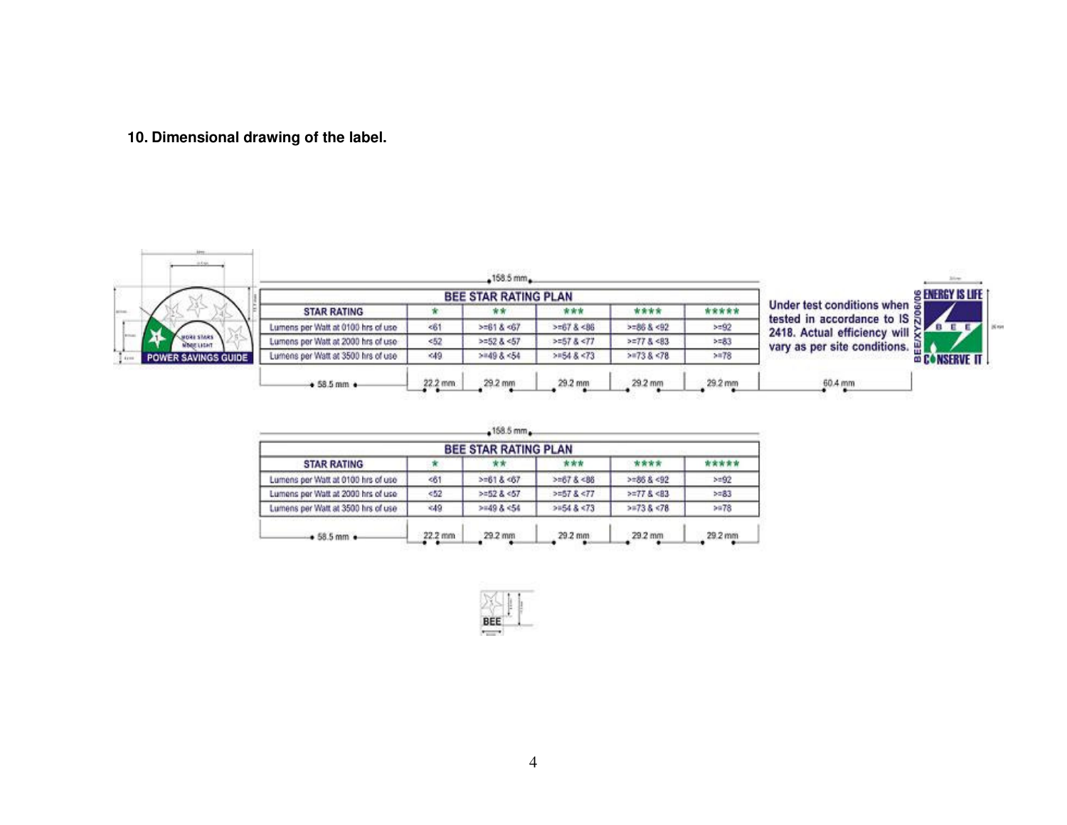**10. Dimensional drawing of the label.**

158.5 mm

| BEE STAR RATING PLAN | | | | | |
|---|---|---|---|---|---|
| STAR RATING | * | ** | *** | **** | ***** |
| Lumens per Watt at 0100 hrs of use | <61 | >=61 & <67 | >=67 & <86 | >=86 & <92 | >=92 |
| Lumens per Watt at 2000 hrs of use | <52 | >=52 & <57 | >=57 & <77 | >=77 & <83 | >=83 |
| Lumens per Watt at 3500 hrs of use | <49 | >=49 & <54 | >=54 & <73 | >=73 & <78 | >=78 |
| 58.5 mm | 22.2 mm | 29.2 mm | 29.2 mm | 29.2 mm | 29.2 mm |

POWER SAVINGS GUIDE

MORE STARS MORE LIGHT

Under test conditions when tested in accordance to IS 2418. Actual efficiency will vary as per site conditions.

60.4 mm

BEE/XYZ/06/06

ENERGY IS LIFE

BEE

CONSERVE IT

158.5 mm

| BEE STAR RATING PLAN | | | | | |
|---|---|---|---|---|---|
| STAR RATING | * | ** | *** | **** | ***** |
| Lumens per Watt at 0100 hrs of use | <61 | >=61 & <67 | >=67 & <86 | >=86 & <92 | >=92 |
| Lumens per Watt at 2000 hrs of use | <52 | >=52 & <57 | >=57 & <77 | >=77 & <83 | >=83 |
| Lumens per Watt at 3500 hrs of use | <49 | >=49 & <54 | >=54 & <73 | >=73 & <78 | >=78 |
| 58.5 mm | 22.2 mm | 29.2 mm | 29.2 mm | 29.2 mm | 29.2 mm |

BEE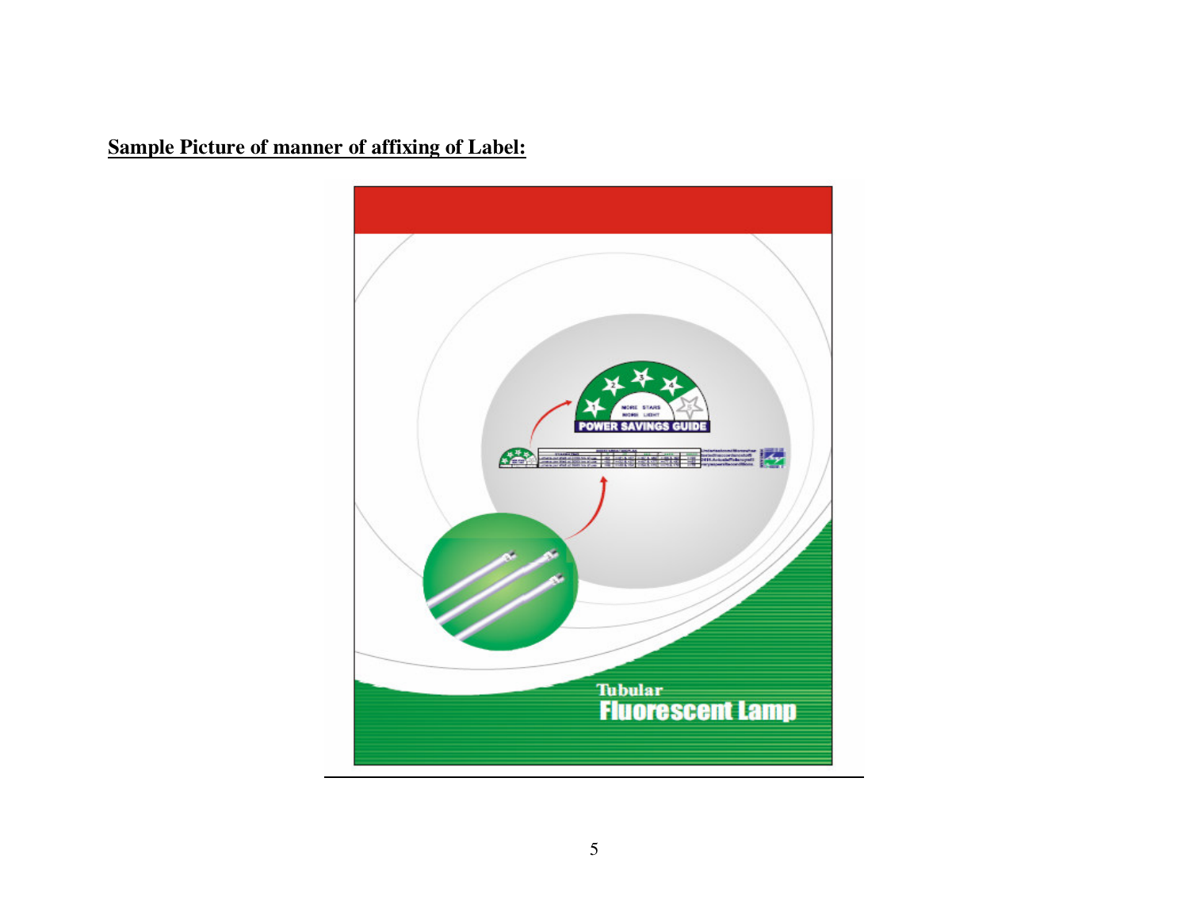**Sample Picture of manner of affixing of Label:**